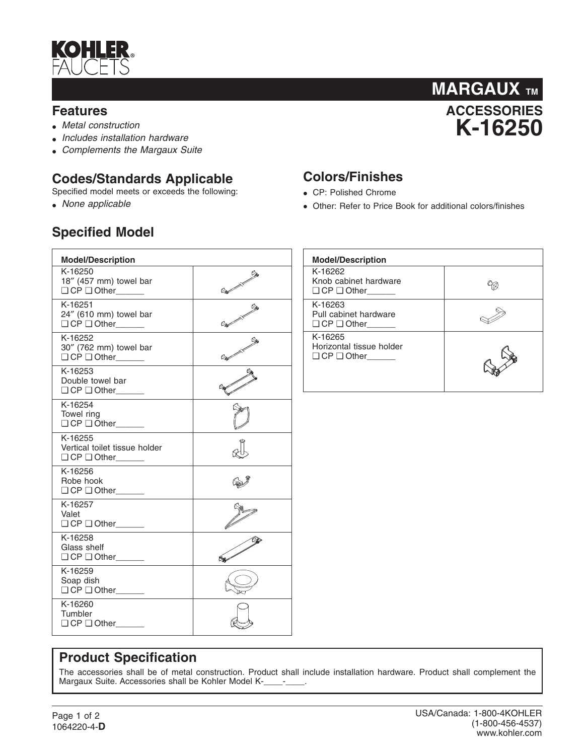# KOHLER FAUCETS

## MARGAUX™

## ACCESSORIES K-16250

## Features

- *Metal construction*
- *Includes installation hardware*
- *Complements the Margaux Suite*

## Codes/Standards Applicable

Specified model meets or exceeds the following:

- *None applicable*

## Colors/Finishes

- CP: Polished Chrome
- Other: Refer to Price Book for additional colors/finishes

## Specified Model

| Model/Description |
|---|
| K-16250<br>18″ (457 mm) towel bar<br>❑ CP ❑ Other______ |
| K-16251<br>24″ (610 mm) towel bar<br>❑ CP ❑ Other______ |
| K-16252<br>30″ (762 mm) towel bar<br>❑ CP ❑ Other______ |
| K-16253<br>Double towel bar<br>❑ CP ❑ Other______ |
| K-16254<br>Towel ring<br>❑ CP ❑ Other______ |
| K-16255<br>Vertical toilet tissue holder<br>❑ CP ❑ Other______ |
| K-16256<br>Robe hook<br>❑ CP ❑ Other______ |
| K-16257<br>Valet<br>❑ CP ❑ Other______ |
| K-16258<br>Glass shelf<br>❑ CP ❑ Other______ |
| K-16259<br>Soap dish<br>❑ CP ❑ Other______ |
| K-16260<br>Tumbler<br>❑ CP ❑ Other______ |

| Model/Description |
|---|
| K-16262<br>Knob cabinet hardware<br>❑ CP ❑ Other______ |
| K-16263<br>Pull cabinet hardware<br>❑ CP ❑ Other______ |
| K-16265<br>Horizontal tissue holder<br>❑ CP ❑ Other______ |

## Product Specification

The accessories shall be of metal construction. Product shall include installation hardware. Product shall complement the Margaux Suite. Accessories shall be Kohler Model K-____-____.

1064220-4-**D**

USA/Canada: 1-800-4KOHLER
(1-800-456-4537)
www.kohler.com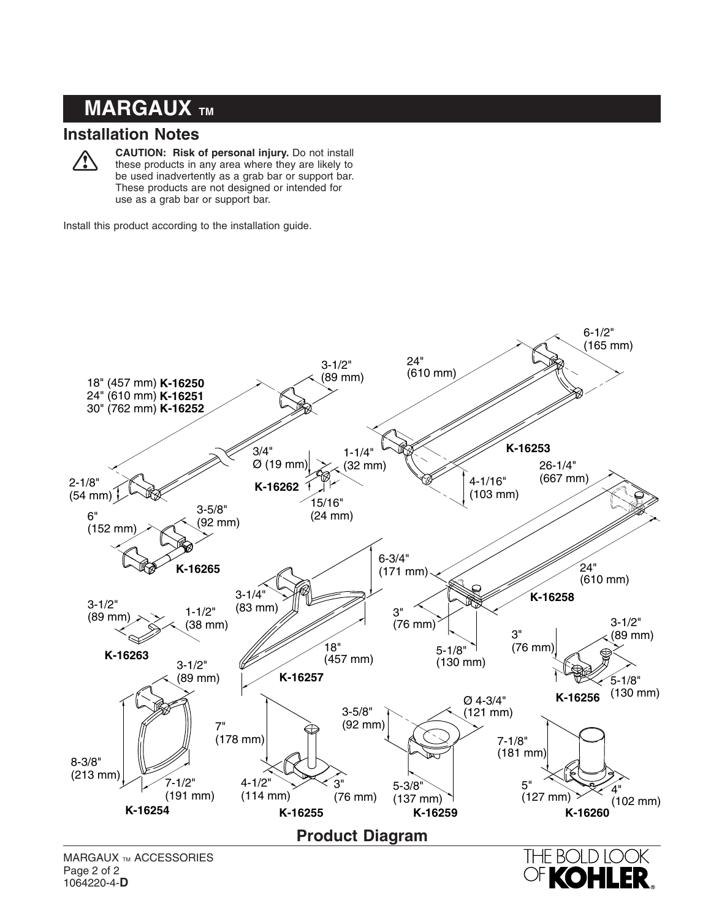# MARGAUX ™

## Installation Notes

**CAUTION: Risk of personal injury.** Do not install these products in any area where they are likely to be used inadvertently as a grab bar or support bar. These products are not designed or intended for use as a grab bar or support bar.

Install this product according to the installation guide.

18" (457 mm) **K-16250**
24" (610 mm) **K-16251**
30" (762 mm) **K-16252**
3-1/2" (89 mm)
2-1/8" (54 mm)
3/4" Ø (19 mm)
1-1/4" (32 mm)
**K-16262**
15/16" (24 mm)
24" (610 mm)
6-1/2" (165 mm)
**K-16253**
4-1/16" (103 mm)
26-1/4" (667 mm)
6" (152 mm)
3-5/8" (92 mm)
**K-16265**
6-3/4" (171 mm)
24" (610 mm)
**K-16258**
3" (76 mm)
5-1/8" (130 mm)
3-1/4" (83 mm)
3-1/2" (89 mm)
1-1/2" (38 mm)
**K-16263**
18" (457 mm)
**K-16257**
3" (76 mm)
3-1/2" (89 mm)
5-1/8" (130 mm)
**K-16256**
3-1/2" (89 mm)
8-3/8" (213 mm)
7-1/2" (191 mm)
**K-16254**
7" (178 mm)
4-1/2" (114 mm)
3" (76 mm)
**K-16255**
3-5/8" (92 mm)
Ø 4-3/4" (121 mm)
5-3/8" (137 mm)
**K-16259**
7-1/8" (181 mm)
5" (127 mm)
4" (102 mm)
**K-16260**

**Product Diagram**

MARGAUX ™ ACCESSORIES
1064220-4-**D**

THE BOLD LOOK OF **KOHLER**®